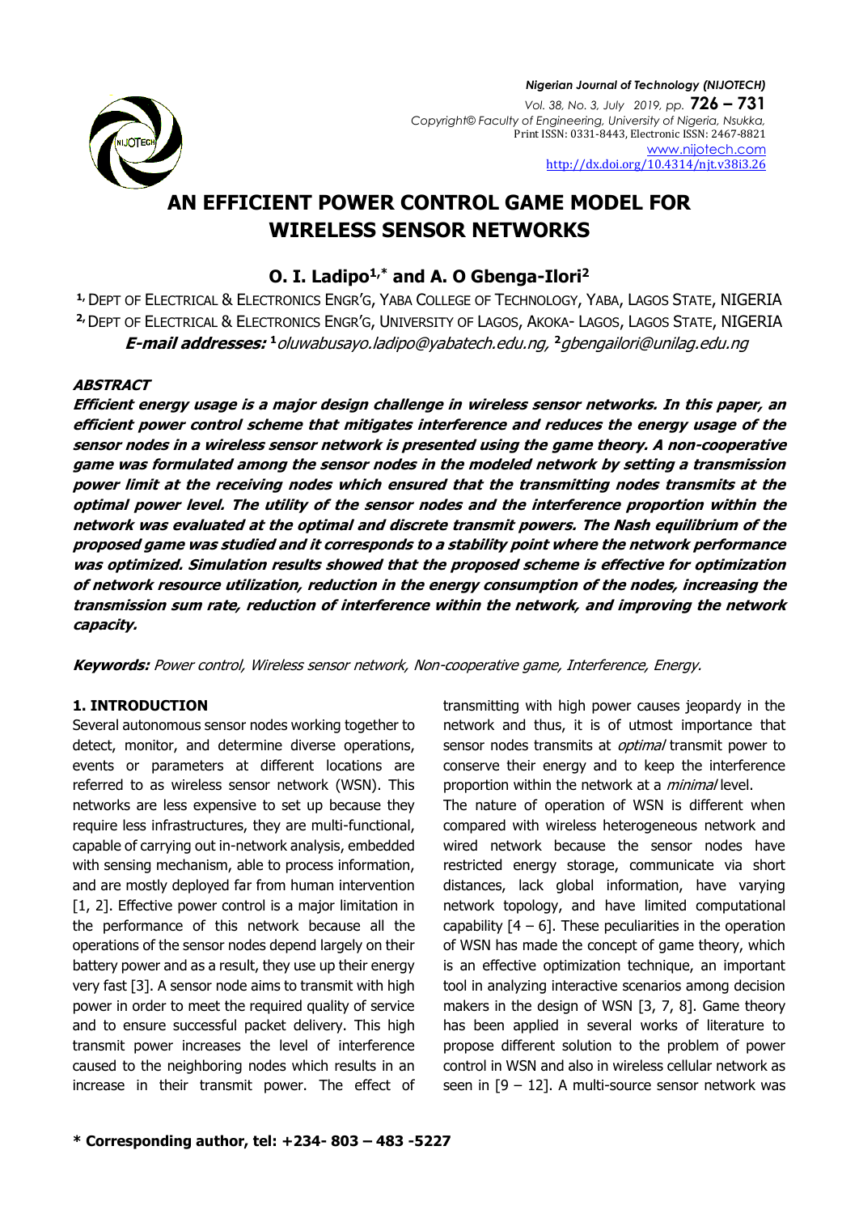# AN EFFICIENT POWER CONTROL GAME MODEL FOR WIRELESS SENSOR NETWORKS

## O. I. Ladipo[1,*] and A. O Gbenga-Ilori[2]

[1] DEPT OF ELECTRICAL & ELECTRONICS ENGR'G, YABA COLLEGE OF TECHNOLOGY, YABA, LAGOS STATE, NIGERIA
[2] DEPT OF ELECTRICAL & ELECTRONICS ENGR'G, UNIVERSITY OF LAGOS, AKOKA- LAGOS, LAGOS STATE, NIGERIA
***E-mail addresses:*** [1]*oluwabusayo.ladipo@yabatech.edu.ng*, [2]*gbengailori@unilag.edu.ng*

### ABSTRACT

***Efficient energy usage is a major design challenge in wireless sensor networks. In this paper, an efficient power control scheme that mitigates interference and reduces the energy usage of the sensor nodes in a wireless sensor network is presented using the game theory. A non-cooperative game was formulated among the sensor nodes in the modeled network by setting a transmission power limit at the receiving nodes which ensured that the transmitting nodes transmits at the optimal power level. The utility of the sensor nodes and the interference proportion within the network was evaluated at the optimal and discrete transmit powers. The Nash equilibrium of the proposed game was studied and it corresponds to a stability point where the network performance was optimized. Simulation results showed that the proposed scheme is effective for optimization of network resource utilization, reduction in the energy consumption of the nodes, increasing the transmission sum rate, reduction of interference within the network, and improving the network capacity.***

***Keywords:*** *Power control, Wireless sensor network, Non-cooperative game, Interference, Energy.*

### 1. INTRODUCTION

Several autonomous sensor nodes working together to detect, monitor, and determine diverse operations, events or parameters at different locations are referred to as wireless sensor network (WSN). This networks are less expensive to set up because they require less infrastructures, they are multi-functional, capable of carrying out in-network analysis, embedded with sensing mechanism, able to process information, and are mostly deployed far from human intervention [1, 2]. Effective power control is a major limitation in the performance of this network because all the operations of the sensor nodes depend largely on their battery power and as a result, they use up their energy very fast [3]. A sensor node aims to transmit with high power in order to meet the required quality of service and to ensure successful packet delivery. This high transmit power increases the level of interference caused to the neighboring nodes which results in an increase in their transmit power. The effect of transmitting with high power causes jeopardy in the network and thus, it is of utmost importance that sensor nodes transmits at *optimal* transmit power to conserve their energy and to keep the interference proportion within the network at a *minimal* level.

The nature of operation of WSN is different when compared with wireless heterogeneous network and wired network because the sensor nodes have restricted energy storage, communicate via short distances, lack global information, have varying network topology, and have limited computational capability [4 – 6]. These peculiarities in the operation of WSN has made the concept of game theory, which is an effective optimization technique, an important tool in analyzing interactive scenarios among decision makers in the design of WSN [3, 7, 8]. Game theory has been applied in several works of literature to propose different solution to the problem of power control in WSN and also in wireless cellular network as seen in [9 – 12]. A multi-source sensor network was

**\* Corresponding author, tel: +234- 803 – 483 -5227**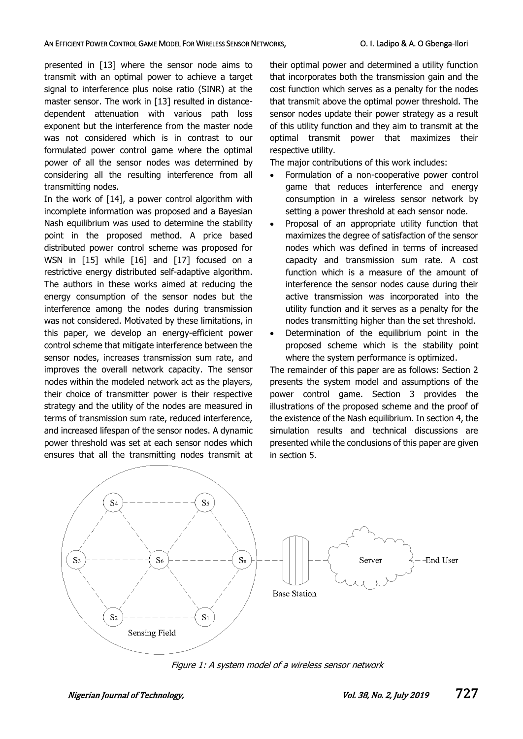presented in [13] where the sensor node aims to transmit with an optimal power to achieve a target signal to interference plus noise ratio (SINR) at the master sensor. The work in [13] resulted in distance-dependent attenuation with various path loss exponent but the interference from the master node was not considered which is in contrast to our formulated power control game where the optimal power of all the sensor nodes was determined by considering all the resulting interference from all transmitting nodes.

In the work of [14], a power control algorithm with incomplete information was proposed and a Bayesian Nash equilibrium was used to determine the stability point in the proposed method. A price based distributed power control scheme was proposed for WSN in [15] while [16] and [17] focused on a restrictive energy distributed self-adaptive algorithm. The authors in these works aimed at reducing the energy consumption of the sensor nodes but the interference among the nodes during transmission was not considered. Motivated by these limitations, in this paper, we develop an energy-efficient power control scheme that mitigate interference between the sensor nodes, increases transmission sum rate, and improves the overall network capacity. The sensor nodes within the modeled network act as the players, their choice of transmitter power is their respective strategy and the utility of the nodes are measured in terms of transmission sum rate, reduced interference, and increased lifespan of the sensor nodes. A dynamic power threshold was set at each sensor nodes which ensures that all the transmitting nodes transmit at their optimal power and determined a utility function that incorporates both the transmission gain and the cost function which serves as a penalty for the nodes that transmit above the optimal power threshold. The sensor nodes update their power strategy as a result of this utility function and they aim to transmit at the optimal transmit power that maximizes their respective utility.

The major contributions of this work includes:

- Formulation of a non-cooperative power control game that reduces interference and energy consumption in a wireless sensor network by setting a power threshold at each sensor node.
- Proposal of an appropriate utility function that maximizes the degree of satisfaction of the sensor nodes which was defined in terms of increased capacity and transmission sum rate. A cost function which is a measure of the amount of interference the sensor nodes cause during their active transmission was incorporated into the utility function and it serves as a penalty for the nodes transmitting higher than the set threshold.
- Determination of the equilibrium point in the proposed scheme which is the stability point where the system performance is optimized.

The remainder of this paper are as follows: Section 2 presents the system model and assumptions of the power control game. Section 3 provides the illustrations of the proposed scheme and the proof of the existence of the Nash equilibrium. In section 4, the simulation results and technical discussions are presented while the conclusions of this paper are given in section 5.

*Figure 1: A system model of a wireless sensor network*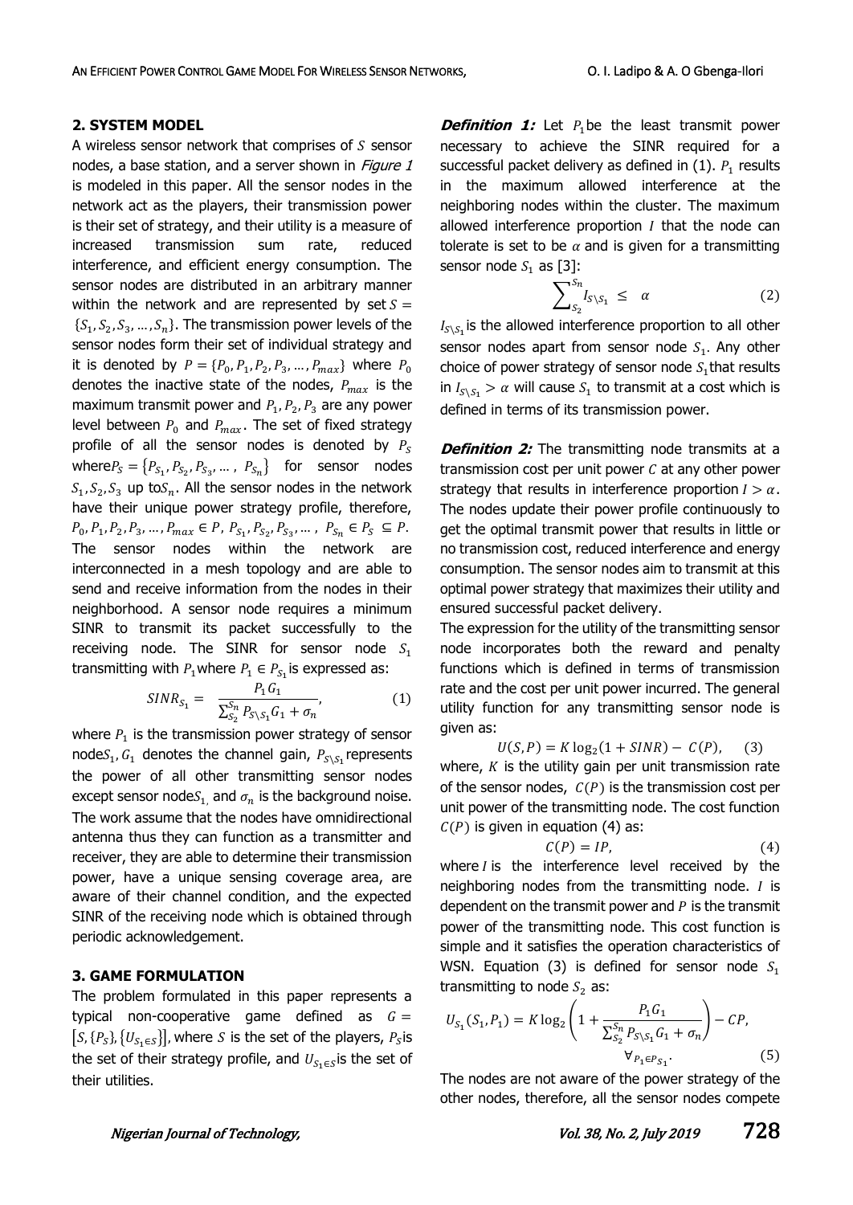## 2. SYSTEM MODEL

A wireless sensor network that comprises of $S$ sensor nodes, a base station, and a server shown in *Figure 1* is modeled in this paper. All the sensor nodes in the network act as the players, their transmission power is their set of strategy, and their utility is a measure of increased transmission sum rate, reduced interference, and efficient energy consumption. The sensor nodes are distributed in an arbitrary manner within the network and are represented by set $S = \{S_1, S_2, S_3, \dots, S_n\}$. The transmission power levels of the sensor nodes form their set of individual strategy and it is denoted by $P = \{P_0, P_1, P_2, P_3, \dots, P_{max}\}$ where $P_0$ denotes the inactive state of the nodes, $P_{max}$ is the maximum transmit power and $P_1, P_2, P_3$ are any power level between $P_0$ and $P_{max}$. The set of fixed strategy profile of all the sensor nodes is denoted by $P_S$ where $P_S = \{P_{S_1}, P_{S_2}, P_{S_3}, \dots, P_{S_n}\}$ for sensor nodes $S_1, S_2, S_3$ up to $S_n$. All the sensor nodes in the network have their unique power strategy profile, therefore, $P_0, P_1, P_2, P_3, \dots, P_{max} \in P$, $P_{S_1}, P_{S_2}, P_{S_3}, \dots, P_{S_n} \in P_S \subseteq P$. The sensor nodes within the network are interconnected in a mesh topology and are able to send and receive information from the nodes in their neighborhood. A sensor node requires a minimum SINR to transmit its packet successfully to the receiving node. The SINR for sensor node $S_1$ transmitting with $P_1$ where $P_1 \in P_{S_1}$ is expressed as:

$$SINR_{S_1} = \frac{P_1 G_1}{\sum_{S_2}^{S_n} P_{S \setminus S_1} G_1 + \sigma_n}, \tag{1}$$

where $P_1$ is the transmission power strategy of sensor node $S_1$, $G_1$ denotes the channel gain, $P_{S \setminus S_1}$ represents the power of all other transmitting sensor nodes except sensor node $S_1$, and $\sigma_n$ is the background noise. The work assume that the nodes have omnidirectional antenna thus they can function as a transmitter and receiver, they are able to determine their transmission power, have a unique sensing coverage area, are aware of their channel condition, and the expected SINR of the receiving node which is obtained through periodic acknowledgement.

## 3. GAME FORMULATION

The problem formulated in this paper represents a typical non-cooperative game defined as $G = [S, \{P_S\}, \{U_{S_1 \in S}\}]$, where $S$ is the set of the players, $P_S$ is the set of their strategy profile, and $U_{S_1 \in S}$ is the set of their utilities.

***Definition 1:*** Let $P_1$ be the least transmit power necessary to achieve the SINR required for a successful packet delivery as defined in (1). $P_1$ results in the maximum allowed interference at the neighboring nodes within the cluster. The maximum allowed interference proportion $I$ that the node can tolerate is set to be $\alpha$ and is given for a transmitting sensor node $S_1$ as [3]:

$$\sum_{S_2}^{S_n} I_{S \setminus S_1} \leq \alpha \tag{2}$$

$I_{S \setminus S_1}$ is the allowed interference proportion to all other sensor nodes apart from sensor node $S_1$. Any other choice of power strategy of sensor node $S_1$ that results in $I_{S \setminus S_1} > \alpha$ will cause $S_1$ to transmit at a cost which is defined in terms of its transmission power.

***Definition 2:*** The transmitting node transmits at a transmission cost per unit power $C$ at any other power strategy that results in interference proportion $I > \alpha$. The nodes update their power profile continuously to get the optimal transmit power that results in little or no transmission cost, reduced interference and energy consumption. The sensor nodes aim to transmit at this optimal power strategy that maximizes their utility and ensured successful packet delivery.

The expression for the utility of the transmitting sensor node incorporates both the reward and penalty functions which is defined in terms of transmission rate and the cost per unit power incurred. The general utility function for any transmitting sensor node is given as:

$$U(S, P) = K \log_2(1 + SINR) - C(P), \tag{3}$$

where, $K$ is the utility gain per unit transmission rate of the sensor nodes, $C(P)$ is the transmission cost per unit power of the transmitting node. The cost function $C(P)$ is given in equation (4) as:

$$C(P) = IP, \tag{4}$$

where $I$ is the interference level received by the neighboring nodes from the transmitting node. $I$ is dependent on the transmit power and $P$ is the transmit power of the transmitting node. This cost function is simple and it satisfies the operation characteristics of WSN. Equation (3) is defined for sensor node $S_1$ transmitting to node $S_2$ as:

$$U_{S_1}(S_1, P_1) = K \log_2\left(1 + \frac{P_1 G_1}{\sum_{S_2}^{S_n} P_{S \setminus S_1} G_1 + \sigma_n}\right) - CP, \quad \forall_{P_1 \in P_{S_1}}. \tag{5}$$

The nodes are not aware of the power strategy of the other nodes, therefore, all the sensor nodes compete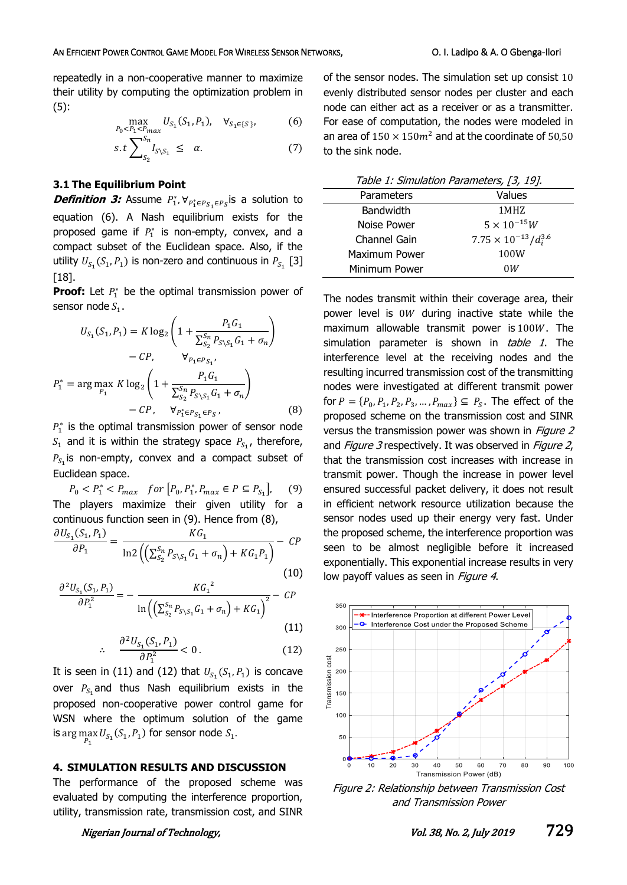repeatedly in a non-cooperative manner to maximize their utility by computing the optimization problem in (5):

$$\max_{P_0<P_1<P_{max}} U_{S_1}(S_1,P_1), \quad \forall_{S_1\in\{S\}}, \tag{6}$$

$$s.t \sum_{S_2}^{S_n} I_{S\setminus S_1} \leq \alpha. \tag{7}$$

### 3.1 The Equilibrium Point

***Definition 3:*** Assume $P_1^*, \forall_{P_1^*\in P_{S_1}\in P_S}$is a solution to equation (6). A Nash equilibrium exists for the proposed game if $P_1^*$ is non-empty, convex, and a compact subset of the Euclidean space. Also, if the utility $U_{S_1}(S_1,P_1)$ is non-zero and continuous in $P_{S_1}$ [3] [18].

**Proof:** Let $P_1^*$ be the optimal transmission power of sensor node $S_1$.

$$U_{S_1}(S_1,P_1) = K\log_2\left(1+\frac{P_1G_1}{\sum_{S_2}^{S_n} P_{S\setminus S_1}G_1+\sigma_n}\right) - CP, \quad \forall_{P_1\in P_{S_1}},$$

$$P_1^* = \arg\max_{P_1} K\log_2\left(1+\frac{P_1G_1}{\sum_{S_2}^{S_n} P_{S\setminus S_1}G_1+\sigma_n}\right) - CP, \quad \forall_{P_1^*\in P_{S_1}\in P_S}, \tag{8}$$

$P_1^*$ is the optimal transmission power of sensor node $S_1$ and it is within the strategy space $P_{S_1}$, therefore, $P_{S_1}$is non-empty, convex and a compact subset of Euclidean space.

$$P_0 < P_1^* < P_{max} \quad for\ [P_0, P_1^*, P_{max} \in P \subseteq P_{S_1}], \tag{9}$$

The players maximize their given utility for a continuous function seen in (9). Hence from (8),

$$\frac{\partial U_{S_1}(S_1,P_1)}{\partial P_1} = \frac{KG_1}{\ln 2\left(\left(\sum_{S_2}^{S_n} P_{S\setminus S_1}G_1+\sigma_n\right)+KG_1P_1\right)} - CP \tag{10}$$

$$\frac{\partial^2 U_{S_1}(S_1,P_1)}{\partial P_1^2} = -\frac{KG_1{}^2}{\ln\left(\left(\sum_{S_2}^{S_n} P_{S\setminus S_1}G_1+\sigma_n\right)+KG_1\right)^2} - CP \tag{11}$$

$$\therefore \quad \frac{\partial^2 U_{S_1}(S_1,P_1)}{\partial P_1^2} < 0\,. \tag{12}$$

It is seen in (11) and (12) that $U_{S_1}(S_1,P_1)$ is concave over $P_{S_1}$and thus Nash equilibrium exists in the proposed non-cooperative power control game for WSN where the optimum solution of the game is $\arg\max_{P_1} U_{S_1}(S_1,P_1)$ for sensor node $S_1$.

## 4. SIMULATION RESULTS AND DISCUSSION

The performance of the proposed scheme was evaluated by computing the interference proportion, utility, transmission rate, transmission cost, and SINR of the sensor nodes. The simulation set up consist 10 evenly distributed sensor nodes per cluster and each node can either act as a receiver or as a transmitter. For ease of computation, the nodes were modeled in an area of $150 \times 150m^2$ and at the coordinate of 50,50 to the sink node.

*Table 1: Simulation Parameters, [3, 19].*

| Parameters | Values |
|---|---|
| Bandwidth | 1MHZ |
| Noise Power | $5 \times 10^{-15}W$ |
| Channel Gain | $7.75 \times 10^{-13}/d_i^{3.6}$ |
| Maximum Power | 100W |
| Minimum Power | $0W$ |

The nodes transmit within their coverage area, their power level is $0W$ during inactive state while the maximum allowable transmit power is $100W$. The simulation parameter is shown in *table 1*. The interference level at the receiving nodes and the resulting incurred transmission cost of the transmitting nodes were investigated at different transmit power for $P = \{P_0, P_1, P_2, P_3, \dots, P_{max}\} \subseteq P_S$. The effect of the proposed scheme on the transmission cost and SINR versus the transmission power was shown in *Figure 2* and *Figure 3* respectively. It was observed in *Figure 2*, that the transmission cost increases with increase in transmit power. Though the increase in power level ensured successful packet delivery, it does not result in efficient network resource utilization because the sensor nodes used up their energy very fast. Under the proposed scheme, the interference proportion was seen to be almost negligible before it increased exponentially. This exponential increase results in very low payoff values as seen in *Figure 4*.

*Figure 2: Relationship between Transmission Cost and Transmission Power*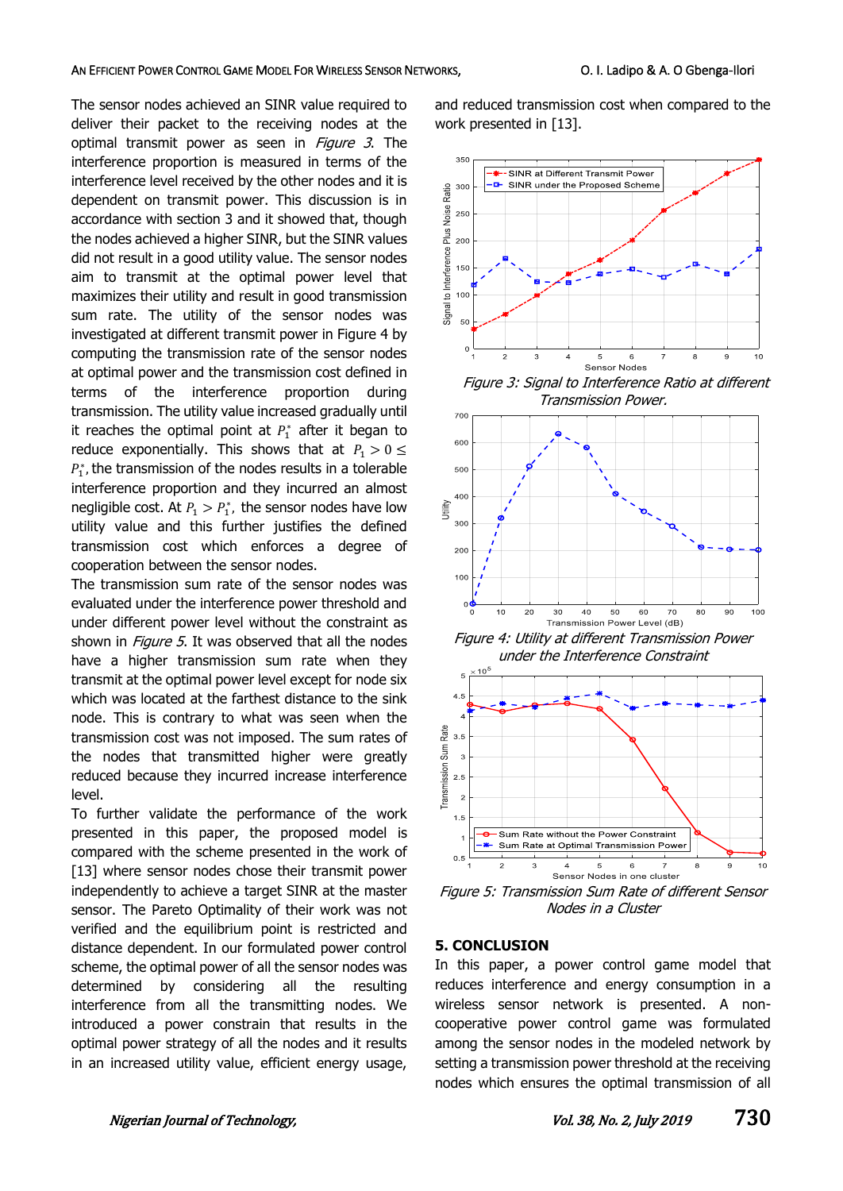The sensor nodes achieved an SINR value required to deliver their packet to the receiving nodes at the optimal transmit power as seen in *Figure 3*. The interference proportion is measured in terms of the interference level received by the other nodes and it is dependent on transmit power. This discussion is in accordance with section 3 and it showed that, though the nodes achieved a higher SINR, but the SINR values did not result in a good utility value. The sensor nodes aim to transmit at the optimal power level that maximizes their utility and result in good transmission sum rate. The utility of the sensor nodes was investigated at different transmit power in Figure 4 by computing the transmission rate of the sensor nodes at optimal power and the transmission cost defined in terms of the interference proportion during transmission. The utility value increased gradually until it reaches the optimal point at $P_1^*$ after it began to reduce exponentially. This shows that at $P_1 > 0 \leq P_1^*$, the transmission of the nodes results in a tolerable interference proportion and they incurred an almost negligible cost. At $P_1 > P_1^*$, the sensor nodes have low utility value and this further justifies the defined transmission cost which enforces a degree of cooperation between the sensor nodes.

The transmission sum rate of the sensor nodes was evaluated under the interference power threshold and under different power level without the constraint as shown in *Figure 5*. It was observed that all the nodes have a higher transmission sum rate when they transmit at the optimal power level except for node six which was located at the farthest distance to the sink node. This is contrary to what was seen when the transmission cost was not imposed. The sum rates of the nodes that transmitted higher were greatly reduced because they incurred increase interference level.

To further validate the performance of the work presented in this paper, the proposed model is compared with the scheme presented in the work of [13] where sensor nodes chose their transmit power independently to achieve a target SINR at the master sensor. The Pareto Optimality of their work was not verified and the equilibrium point is restricted and distance dependent. In our formulated power control scheme, the optimal power of all the sensor nodes was determined by considering all the resulting interference from all the transmitting nodes. We introduced a power constrain that results in the optimal power strategy of all the nodes and it results in an increased utility value, efficient energy usage, and reduced transmission cost when compared to the work presented in [13].

*Figure 3: Signal to Interference Ratio at different Transmission Power.*

*Figure 4: Utility at different Transmission Power under the Interference Constraint*

*Figure 5: Transmission Sum Rate of different Sensor Nodes in a Cluster*

## 5. CONCLUSION

In this paper, a power control game model that reduces interference and energy consumption in a wireless sensor network is presented. A non-cooperative power control game was formulated among the sensor nodes in the modeled network by setting a transmission power threshold at the receiving nodes which ensures the optimal transmission of all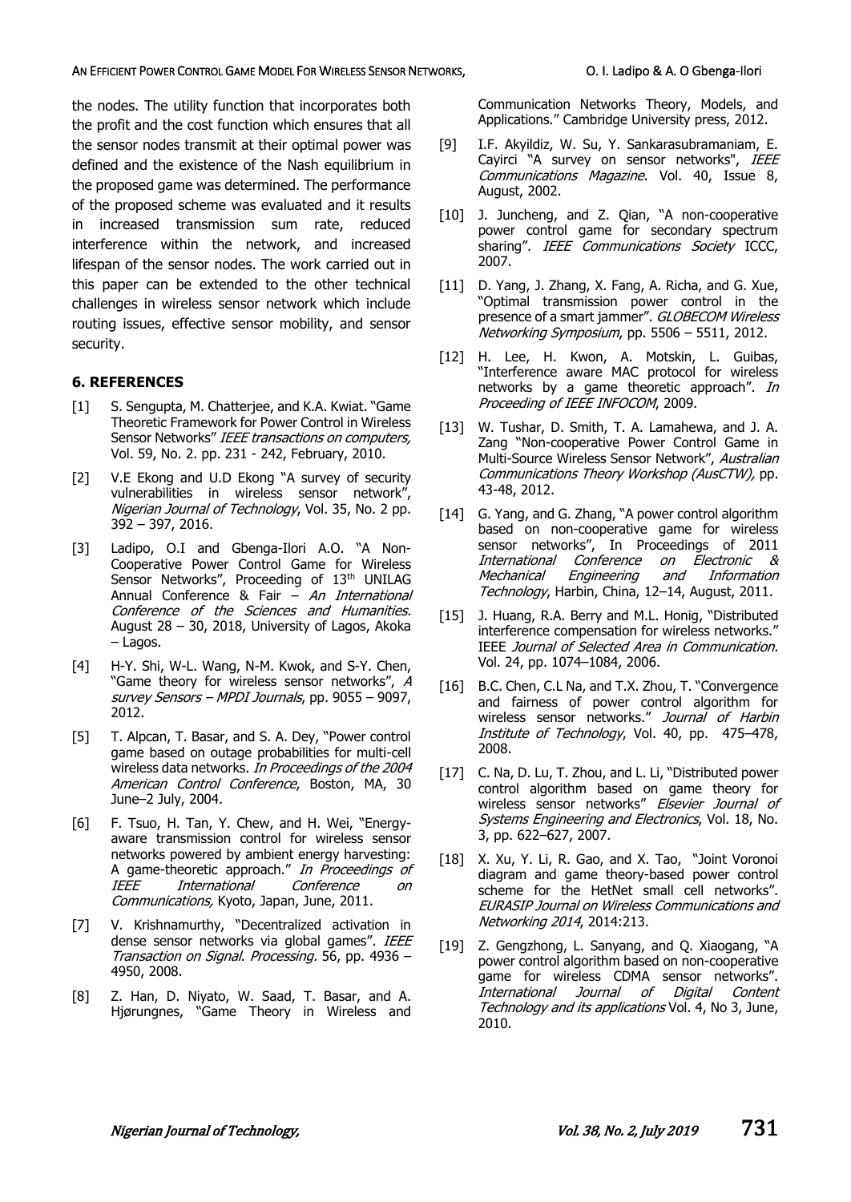the nodes. The utility function that incorporates both the profit and the cost function which ensures that all the sensor nodes transmit at their optimal power was defined and the existence of the Nash equilibrium in the proposed game was determined. The performance of the proposed scheme was evaluated and it results in increased transmission sum rate, reduced interference within the network, and increased lifespan of the sensor nodes. The work carried out in this paper can be extended to the other technical challenges in wireless sensor network which include routing issues, effective sensor mobility, and sensor security.

## 6. REFERENCES

[1] S. Sengupta, M. Chatterjee, and K.A. Kwiat. "Game Theoretic Framework for Power Control in Wireless Sensor Networks" *IEEE transactions on computers,* Vol. 59, No. 2. pp. 231 - 242, February, 2010.

[2] V.E Ekong and U.D Ekong "A survey of security vulnerabilities in wireless sensor network", *Nigerian Journal of Technology*, Vol. 35, No. 2 pp. 392 – 397, 2016.

[3] Ladipo, O.I and Gbenga-Ilori A.O. "A Non-Cooperative Power Control Game for Wireless Sensor Networks", Proceeding of 13th UNILAG Annual Conference & Fair – *An International Conference of the Sciences and Humanities.* August 28 – 30, 2018, University of Lagos, Akoka – Lagos.

[4] H-Y. Shi, W-L. Wang, N-M. Kwok, and S-Y. Chen, "Game theory for wireless sensor networks", *A survey Sensors – MPDI Journals*, pp. 9055 – 9097, 2012.

[5] T. Alpcan, T. Basar, and S. A. Dey, "Power control game based on outage probabilities for multi-cell wireless data networks. *In Proceedings of the 2004 American Control Conference*, Boston, MA, 30 June–2 July, 2004.

[6] F. Tsuo, H. Tan, Y. Chew, and H. Wei, "Energy-aware transmission control for wireless sensor networks powered by ambient energy harvesting: A game-theoretic approach." *In Proceedings of IEEE International Conference on Communications,* Kyoto, Japan, June, 2011.

[7] V. Krishnamurthy, "Decentralized activation in dense sensor networks via global games". *IEEE Transaction on Signal. Processing.* 56, pp. 4936 – 4950, 2008.

[8] Z. Han, D. Niyato, W. Saad, T. Basar, and A. Hjørungnes, "Game Theory in Wireless and Communication Networks Theory, Models, and Applications." Cambridge University press, 2012.

[9] I.F. Akyildiz, W. Su, Y. Sankarasubramaniam, E. Cayirci "A survey on sensor networks", *IEEE Communications Magazine*. Vol. 40, Issue 8, August, 2002.

[10] J. Juncheng, and Z. Qian, "A non-cooperative power control game for secondary spectrum sharing". *IEEE Communications Society* ICCC, 2007.

[11] D. Yang, J. Zhang, X. Fang, A. Richa, and G. Xue, "Optimal transmission power control in the presence of a smart jammer". *GLOBECOM Wireless Networking Symposium*, pp. 5506 – 5511, 2012.

[12] H. Lee, H. Kwon, A. Motskin, L. Guibas, "Interference aware MAC protocol for wireless networks by a game theoretic approach". *In Proceeding of IEEE INFOCOM*, 2009.

[13] W. Tushar, D. Smith, T. A. Lamahewa, and J. A. Zang "Non-cooperative Power Control Game in Multi-Source Wireless Sensor Network", *Australian Communications Theory Workshop (AusCTW),* pp. 43-48, 2012.

[14] G. Yang, and G. Zhang, "A power control algorithm based on non-cooperative game for wireless sensor networks", In Proceedings of 2011 *International Conference on Electronic & Mechanical Engineering and Information Technology*, Harbin, China, 12–14, August, 2011.

[15] J. Huang, R.A. Berry and M.L. Honig, "Distributed interference compensation for wireless networks." IEEE *Journal of Selected Area in Communication*. Vol. 24, pp. 1074–1084, 2006.

[16] B.C. Chen, C.L Na, and T.X. Zhou, T. "Convergence and fairness of power control algorithm for wireless sensor networks." *Journal of Harbin Institute of Technology*, Vol. 40, pp. 475–478, 2008.

[17] C. Na, D. Lu, T. Zhou, and L. Li, "Distributed power control algorithm based on game theory for wireless sensor networks" *Elsevier Journal of Systems Engineering and Electronics*, Vol. 18, No. 3, pp. 622–627, 2007.

[18] X. Xu, Y. Li, R. Gao, and X. Tao, "Joint Voronoi diagram and game theory-based power control scheme for the HetNet small cell networks". *EURASIP Journal on Wireless Communications and Networking 2014*, 2014:213.

[19] Z. Gengzhong, L. Sanyang, and Q. Xiaogang, "A power control algorithm based on non-cooperative game for wireless CDMA sensor networks". *International Journal of Digital Content Technology and its applications* Vol. 4, No 3, June, 2010.